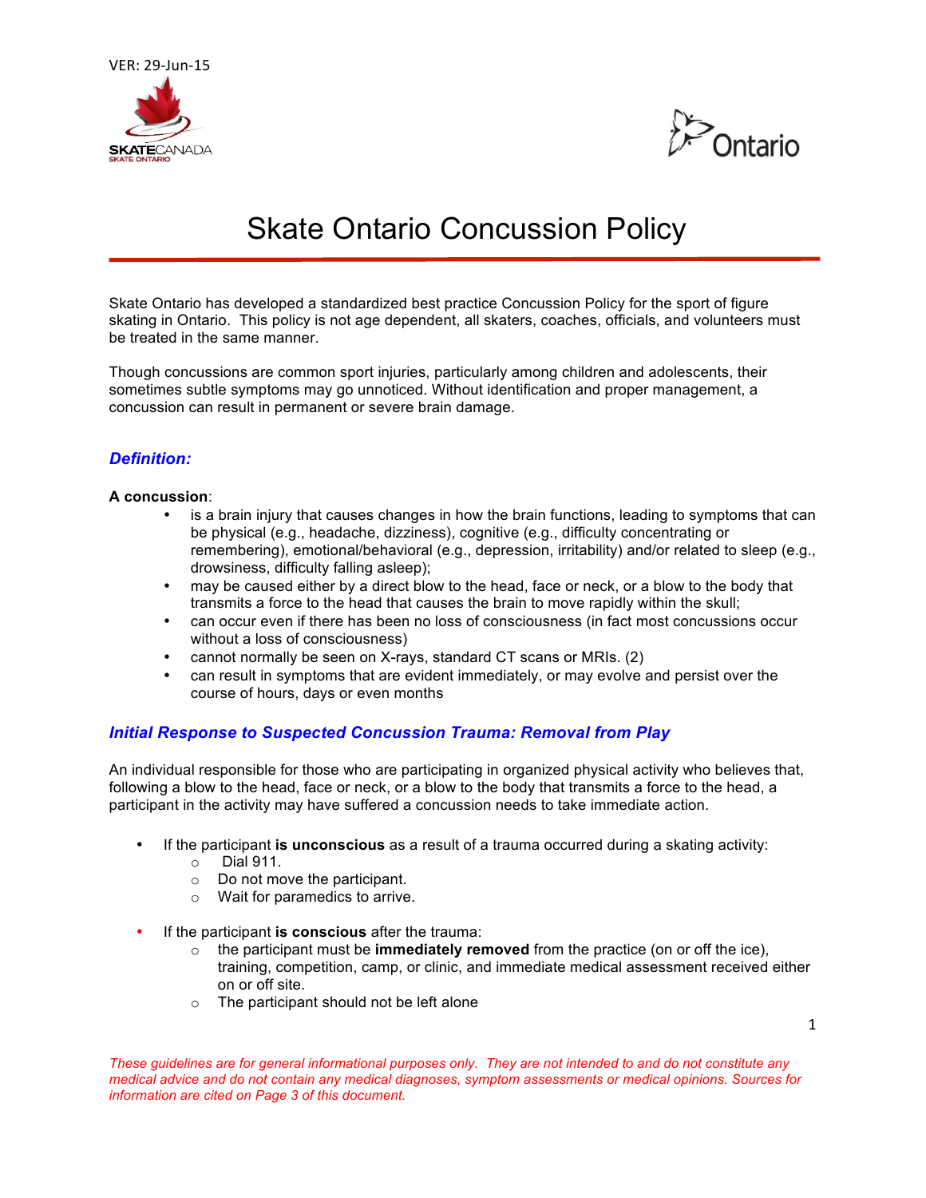VER: 29-Jun-15

# Skate Ontario Concussion Policy

Skate Ontario has developed a standardized best practice Concussion Policy for the sport of figure skating in Ontario. This policy is not age dependent, all skaters, coaches, officials, and volunteers must be treated in the same manner.

Though concussions are common sport injuries, particularly among children and adolescents, their sometimes subtle symptoms may go unnoticed. Without identification and proper management, a concussion can result in permanent or severe brain damage.

## *Definition:*

**A concussion**:

- is a brain injury that causes changes in how the brain functions, leading to symptoms that can be physical (e.g., headache, dizziness), cognitive (e.g., difficulty concentrating or remembering), emotional/behavioral (e.g., depression, irritability) and/or related to sleep (e.g., drowsiness, difficulty falling asleep);
- may be caused either by a direct blow to the head, face or neck, or a blow to the body that transmits a force to the head that causes the brain to move rapidly within the skull;
- can occur even if there has been no loss of consciousness (in fact most concussions occur without a loss of consciousness)
- cannot normally be seen on X-rays, standard CT scans or MRIs. (2)
- can result in symptoms that are evident immediately, or may evolve and persist over the course of hours, days or even months

## *Initial Response to Suspected Concussion Trauma: Removal from Play*

An individual responsible for those who are participating in organized physical activity who believes that, following a blow to the head, face or neck, or a blow to the body that transmits a force to the head, a participant in the activity may have suffered a concussion needs to take immediate action.

- If the participant **is unconscious** as a result of a trauma occurred during a skating activity:
  - Dial 911.
  - Do not move the participant.
  - Wait for paramedics to arrive.
- If the participant **is conscious** after the trauma:
  - the participant must be **immediately removed** from the practice (on or off the ice), training, competition, camp, or clinic, and immediate medical assessment received either on or off site.
  - The participant should not be left alone

*These guidelines are for general informational purposes only. They are not intended to and do not constitute any medical advice and do not contain any medical diagnoses, symptom assessments or medical opinions. Sources for information are cited on Page 3 of this document.*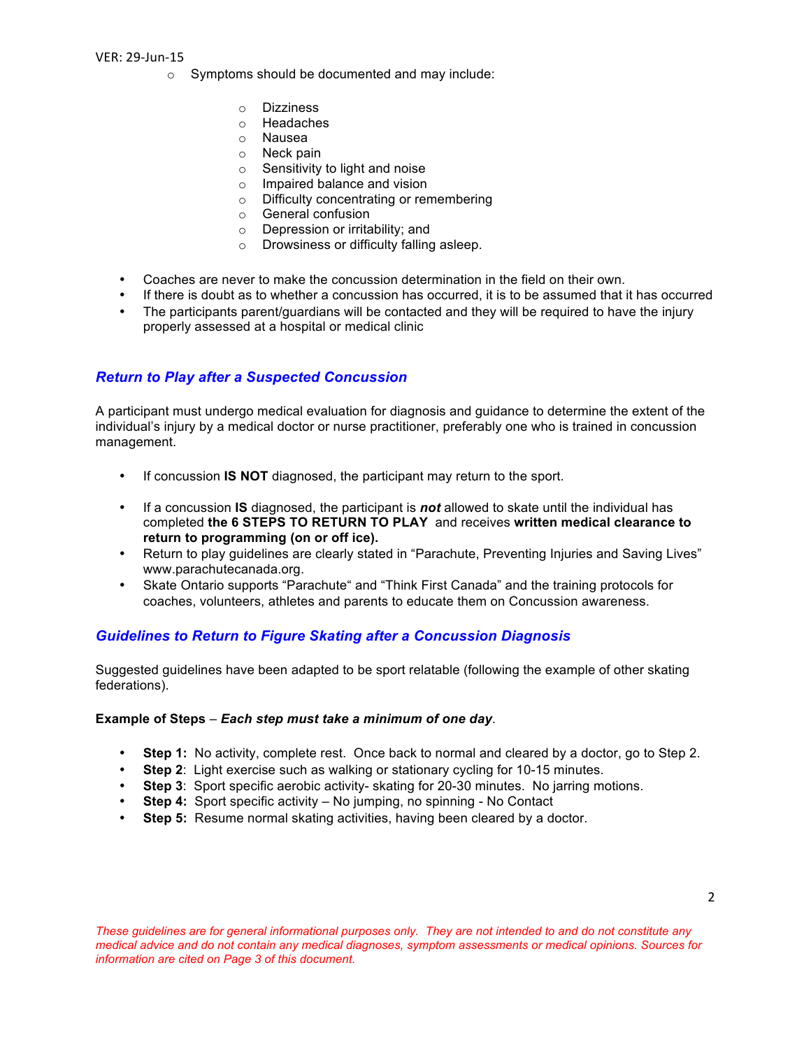- Symptoms should be documented and may include:

    - Dizziness
    - Headaches
    - Nausea
    - Neck pain
    - Sensitivity to light and noise
    - Impaired balance and vision
    - Difficulty concentrating or remembering
    - General confusion
    - Depression or irritability; and
    - Drowsiness or difficulty falling asleep.

- Coaches are never to make the concussion determination in the field on their own.
- If there is doubt as to whether a concussion has occurred, it is to be assumed that it has occurred
- The participants parent/guardians will be contacted and they will be required to have the injury properly assessed at a hospital or medical clinic

### *Return to Play after a Suspected Concussion*

A participant must undergo medical evaluation for diagnosis and guidance to determine the extent of the individual's injury by a medical doctor or nurse practitioner, preferably one who is trained in concussion management.

- If concussion **IS NOT** diagnosed, the participant may return to the sport.

- If a concussion **IS** diagnosed, the participant is ***not*** allowed to skate until the individual has completed **the 6 STEPS TO RETURN TO PLAY** and receives **written medical clearance to return to programming (on or off ice).**
- Return to play guidelines are clearly stated in "Parachute, Preventing Injuries and Saving Lives" www.parachutecanada.org.
- Skate Ontario supports "Parachute" and "Think First Canada" and the training protocols for coaches, volunteers, athletes and parents to educate them on Concussion awareness.

### *Guidelines to Return to Figure Skating after a Concussion Diagnosis*

Suggested guidelines have been adapted to be sport relatable (following the example of other skating federations).

**Example of Steps** – ***Each step must take a minimum of one day***.

- **Step 1:** No activity, complete rest. Once back to normal and cleared by a doctor, go to Step 2.
- **Step 2**: Light exercise such as walking or stationary cycling for 10-15 minutes.
- **Step 3**: Sport specific aerobic activity- skating for 20-30 minutes. No jarring motions.
- **Step 4:** Sport specific activity – No jumping, no spinning - No Contact
- **Step 5:** Resume normal skating activities, having been cleared by a doctor.

*These guidelines are for general informational purposes only. They are not intended to and do not constitute any medical advice and do not contain any medical diagnoses, symptom assessments or medical opinions. Sources for information are cited on Page 3 of this document.*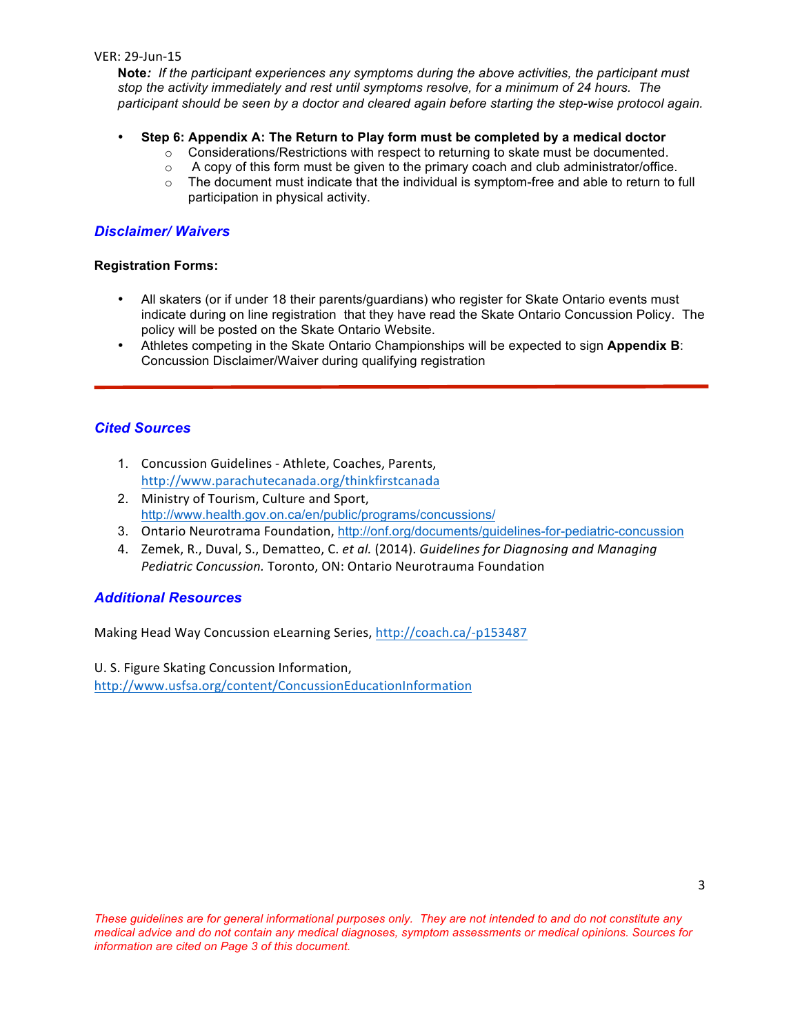**Note:** *If the participant experiences any symptoms during the above activities, the participant must stop the activity immediately and rest until symptoms resolve, for a minimum of 24 hours. The participant should be seen by a doctor and cleared again before starting the step-wise protocol again.*

- **Step 6: Appendix A: The Return to Play form must be completed by a medical doctor**
  - Considerations/Restrictions with respect to returning to skate must be documented.
  - A copy of this form must be given to the primary coach and club administrator/office.
  - The document must indicate that the individual is symptom-free and able to return to full participation in physical activity.

## *Disclaimer/ Waivers*

**Registration Forms:**

- All skaters (or if under 18 their parents/guardians) who register for Skate Ontario events must indicate during on line registration that they have read the Skate Ontario Concussion Policy. The policy will be posted on the Skate Ontario Website.
- Athletes competing in the Skate Ontario Championships will be expected to sign **Appendix B**: Concussion Disclaimer/Waiver during qualifying registration

---

## *Cited Sources*

1. Concussion Guidelines - Athlete, Coaches, Parents, http://www.parachutecanada.org/thinkfirstcanada
2. Ministry of Tourism, Culture and Sport, http://www.health.gov.on.ca/en/public/programs/concussions/
3. Ontario Neurotrama Foundation, http://onf.org/documents/guidelines-for-pediatric-concussion
4. Zemek, R., Duval, S., Dematteo, C. *et al.* (2014). *Guidelines for Diagnosing and Managing Pediatric Concussion.* Toronto, ON: Ontario Neurotrauma Foundation

## *Additional Resources*

Making Head Way Concussion eLearning Series, http://coach.ca/-p153487

U. S. Figure Skating Concussion Information, http://www.usfsa.org/content/ConcussionEducationInformation

*These guidelines are for general informational purposes only. They are not intended to and do not constitute any medical advice and do not contain any medical diagnoses, symptom assessments or medical opinions. Sources for information are cited on Page 3 of this document.*